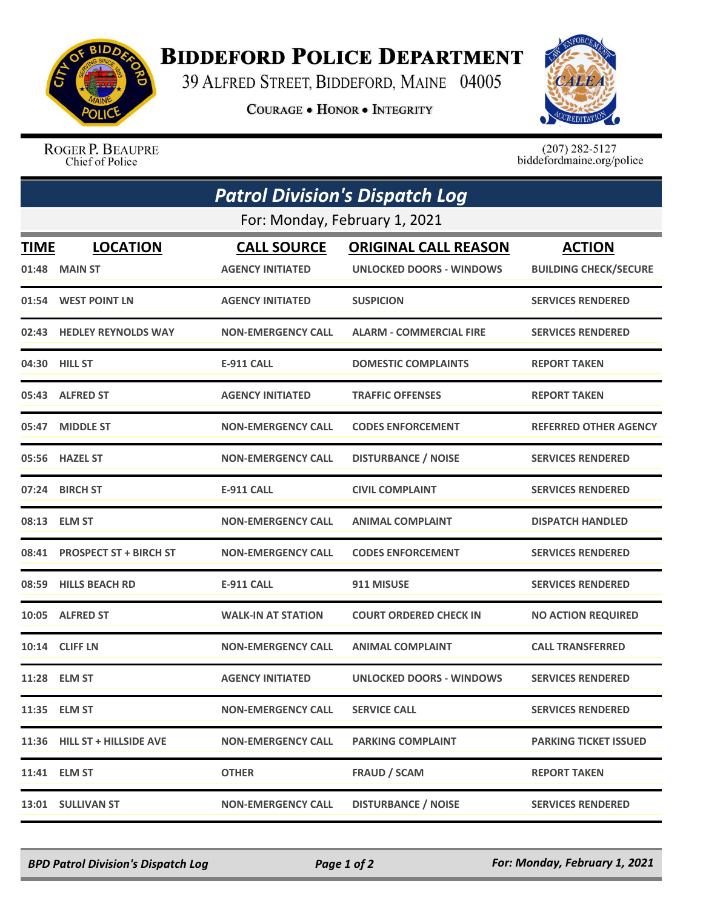# Biddeford Police Department

39 Alfred Street, Biddeford, Maine 04005

Courage • Honor • Integrity

Roger P. Beaupre
Chief of Police

(207) 282-5127
biddefordmaine.org/police

## *Patrol Division's Dispatch Log*

For: Monday, February 1, 2021

| TIME | LOCATION | CALL SOURCE | ORIGINAL CALL REASON | ACTION |
|---|---|---|---|---|
| 01:48 | MAIN ST | AGENCY INITIATED | UNLOCKED DOORS - WINDOWS | BUILDING CHECK/SECURE |
| 01:54 | WEST POINT LN | AGENCY INITIATED | SUSPICION | SERVICES RENDERED |
| 02:43 | HEDLEY REYNOLDS WAY | NON-EMERGENCY CALL | ALARM - COMMERCIAL FIRE | SERVICES RENDERED |
| 04:30 | HILL ST | E-911 CALL | DOMESTIC COMPLAINTS | REPORT TAKEN |
| 05:43 | ALFRED ST | AGENCY INITIATED | TRAFFIC OFFENSES | REPORT TAKEN |
| 05:47 | MIDDLE ST | NON-EMERGENCY CALL | CODES ENFORCEMENT | REFERRED OTHER AGENCY |
| 05:56 | HAZEL ST | NON-EMERGENCY CALL | DISTURBANCE / NOISE | SERVICES RENDERED |
| 07:24 | BIRCH ST | E-911 CALL | CIVIL COMPLAINT | SERVICES RENDERED |
| 08:13 | ELM ST | NON-EMERGENCY CALL | ANIMAL COMPLAINT | DISPATCH HANDLED |
| 08:41 | PROSPECT ST + BIRCH ST | NON-EMERGENCY CALL | CODES ENFORCEMENT | SERVICES RENDERED |
| 08:59 | HILLS BEACH RD | E-911 CALL | 911 MISUSE | SERVICES RENDERED |
| 10:05 | ALFRED ST | WALK-IN AT STATION | COURT ORDERED CHECK IN | NO ACTION REQUIRED |
| 10:14 | CLIFF LN | NON-EMERGENCY CALL | ANIMAL COMPLAINT | CALL TRANSFERRED |
| 11:28 | ELM ST | AGENCY INITIATED | UNLOCKED DOORS - WINDOWS | SERVICES RENDERED |
| 11:35 | ELM ST | NON-EMERGENCY CALL | SERVICE CALL | SERVICES RENDERED |
| 11:36 | HILL ST + HILLSIDE AVE | NON-EMERGENCY CALL | PARKING COMPLAINT | PARKING TICKET ISSUED |
| 11:41 | ELM ST | OTHER | FRAUD / SCAM | REPORT TAKEN |
| 13:01 | SULLIVAN ST | NON-EMERGENCY CALL | DISTURBANCE / NOISE | SERVICES RENDERED |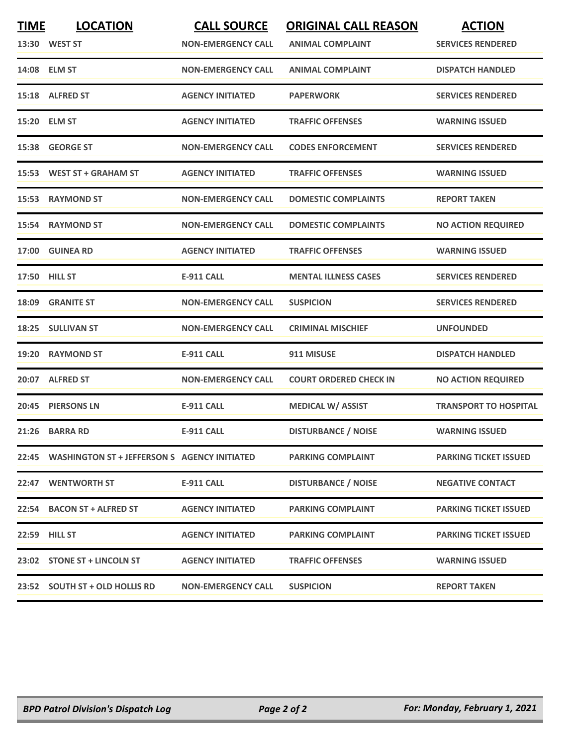| TIME | LOCATION | CALL SOURCE | ORIGINAL CALL REASON | ACTION |
|---|---|---|---|---|
| 13:30 | WEST ST | NON-EMERGENCY CALL | ANIMAL COMPLAINT | SERVICES RENDERED |
| 14:08 | ELM ST | NON-EMERGENCY CALL | ANIMAL COMPLAINT | DISPATCH HANDLED |
| 15:18 | ALFRED ST | AGENCY INITIATED | PAPERWORK | SERVICES RENDERED |
| 15:20 | ELM ST | AGENCY INITIATED | TRAFFIC OFFENSES | WARNING ISSUED |
| 15:38 | GEORGE ST | NON-EMERGENCY CALL | CODES ENFORCEMENT | SERVICES RENDERED |
| 15:53 | WEST ST + GRAHAM ST | AGENCY INITIATED | TRAFFIC OFFENSES | WARNING ISSUED |
| 15:53 | RAYMOND ST | NON-EMERGENCY CALL | DOMESTIC COMPLAINTS | REPORT TAKEN |
| 15:54 | RAYMOND ST | NON-EMERGENCY CALL | DOMESTIC COMPLAINTS | NO ACTION REQUIRED |
| 17:00 | GUINEA RD | AGENCY INITIATED | TRAFFIC OFFENSES | WARNING ISSUED |
| 17:50 | HILL ST | E-911 CALL | MENTAL ILLNESS CASES | SERVICES RENDERED |
| 18:09 | GRANITE ST | NON-EMERGENCY CALL | SUSPICION | SERVICES RENDERED |
| 18:25 | SULLIVAN ST | NON-EMERGENCY CALL | CRIMINAL MISCHIEF | UNFOUNDED |
| 19:20 | RAYMOND ST | E-911 CALL | 911 MISUSE | DISPATCH HANDLED |
| 20:07 | ALFRED ST | NON-EMERGENCY CALL | COURT ORDERED CHECK IN | NO ACTION REQUIRED |
| 20:45 | PIERSONS LN | E-911 CALL | MEDICAL W/ ASSIST | TRANSPORT TO HOSPITAL |
| 21:26 | BARRA RD | E-911 CALL | DISTURBANCE / NOISE | WARNING ISSUED |
| 22:45 | WASHINGTON ST + JEFFERSON S | AGENCY INITIATED | PARKING COMPLAINT | PARKING TICKET ISSUED |
| 22:47 | WENTWORTH ST | E-911 CALL | DISTURBANCE / NOISE | NEGATIVE CONTACT |
| 22:54 | BACON ST + ALFRED ST | AGENCY INITIATED | PARKING COMPLAINT | PARKING TICKET ISSUED |
| 22:59 | HILL ST | AGENCY INITIATED | PARKING COMPLAINT | PARKING TICKET ISSUED |
| 23:02 | STONE ST + LINCOLN ST | AGENCY INITIATED | TRAFFIC OFFENSES | WARNING ISSUED |
| 23:52 | SOUTH ST + OLD HOLLIS RD | NON-EMERGENCY CALL | SUSPICION | REPORT TAKEN |